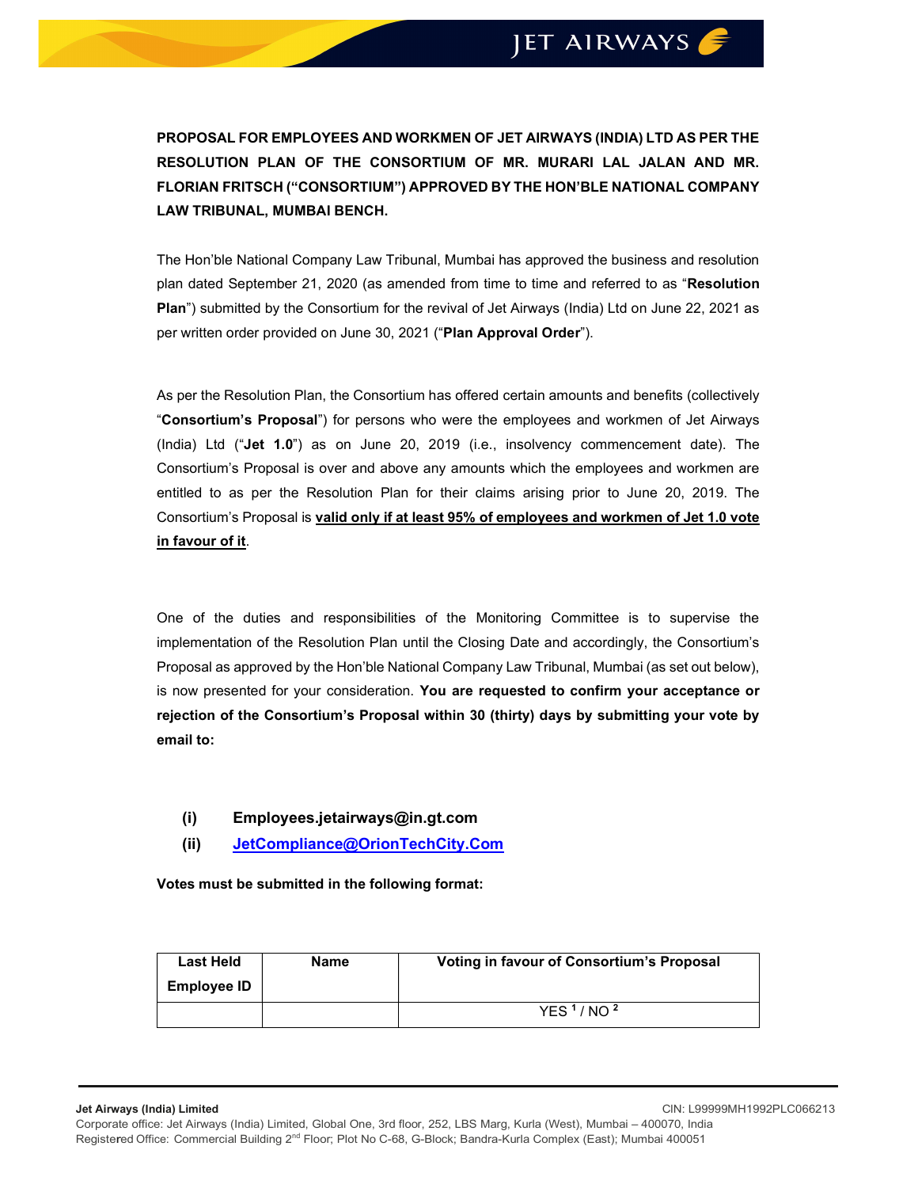**PROPOSAL FOR EMPLOYEES AND WORKMEN OF JET AIRWAYS (INDIA) LTD AS PER THE RESOLUTION PLAN OF THE CONSORTIUM OF MR. MURARI LAL JALAN AND MR. FLORIAN FRITSCH ("CONSORTIUM") APPROVED BY THE HON'BLE NATIONAL COMPANY LAW TRIBUNAL, MUMBAI BENCH.**

The Hon'ble National Company Law Tribunal, Mumbai has approved the business and resolution plan dated September 21, 2020 (as amended from time to time and referred to as "**Resolution Plan**") submitted by the Consortium for the revival of Jet Airways (India) Ltd on June 22, 2021 as per written order provided on June 30, 2021 ("**Plan Approval Order**").

As per the Resolution Plan, the Consortium has offered certain amounts and benefits (collectively "**Consortium's Proposal**") for persons who were the employees and workmen of Jet Airways (India) Ltd ("**Jet 1.0**") as on June 20, 2019 (i.e., insolvency commencement date). The Consortium's Proposal is over and above any amounts which the employees and workmen are entitled to as per the Resolution Plan for their claims arising prior to June 20, 2019. The Consortium's Proposal is **valid only if at least 95% of employees and workmen of Jet 1.0 vote in favour of it**.

One of the duties and responsibilities of the Monitoring Committee is to supervise the implementation of the Resolution Plan until the Closing Date and accordingly, the Consortium's Proposal as approved by the Hon'ble National Company Law Tribunal, Mumbai (as set out below), is now presented for your consideration. **You are requested to confirm your acceptance or rejection of the Consortium's Proposal within 30 (thirty) days by submitting your vote by email to:**

**(i) Employees.jetairways@in.gt.com**

**(ii) JetCompliance@OrionTechCity.Com**

**Votes must be submitted in the following format:**

| Last Held Employee ID | Name | Voting in favour of Consortium's Proposal |
|---|---|---|
| | | YES [1] / NO [2] |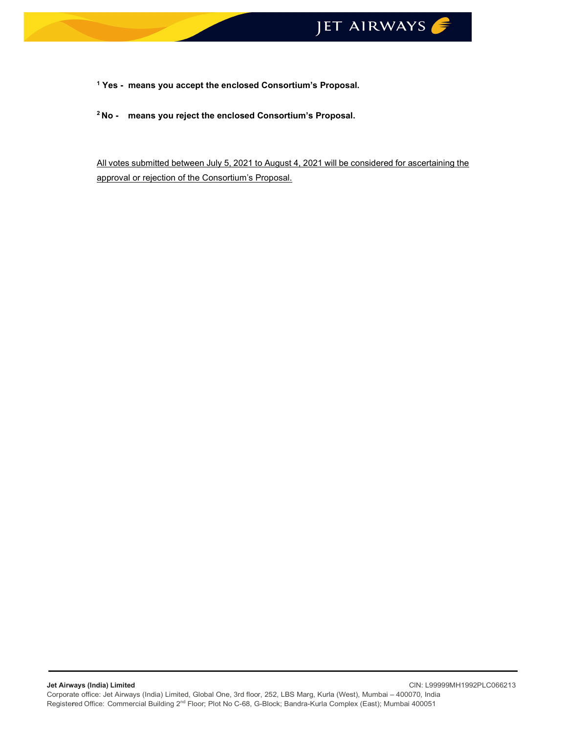[1] **Yes - means you accept the enclosed Consortium's Proposal.**

[2] **No - means you reject the enclosed Consortium's Proposal.**

All votes submitted between July 5, 2021 to August 4, 2021 will be considered for ascertaining the approval or rejection of the Consortium's Proposal.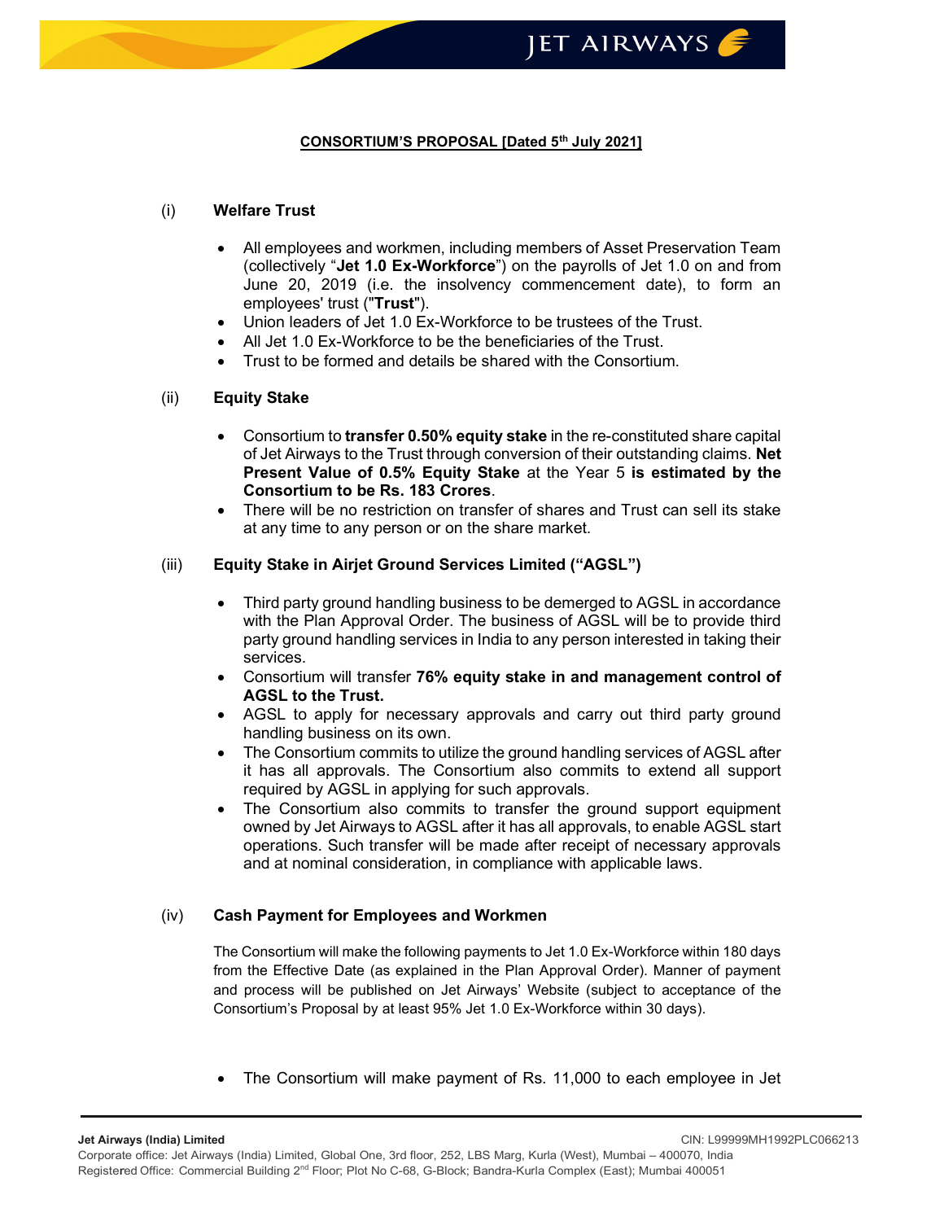**CONSORTIUM'S PROPOSAL [Dated 5th July 2021]**

(i) **Welfare Trust**

- All employees and workmen, including members of Asset Preservation Team (collectively "**Jet 1.0 Ex-Workforce**") on the payrolls of Jet 1.0 on and from June 20, 2019 (i.e. the insolvency commencement date), to form an employees' trust ("**Trust**").
- Union leaders of Jet 1.0 Ex-Workforce to be trustees of the Trust.
- All Jet 1.0 Ex-Workforce to be the beneficiaries of the Trust.
- Trust to be formed and details be shared with the Consortium.

(ii) **Equity Stake**

- Consortium to **transfer 0.50% equity stake** in the re-constituted share capital of Jet Airways to the Trust through conversion of their outstanding claims. **Net Present Value of 0.5% Equity Stake** at the Year 5 **is estimated by the Consortium to be Rs. 183 Crores**.
- There will be no restriction on transfer of shares and Trust can sell its stake at any time to any person or on the share market.

(iii) **Equity Stake in Airjet Ground Services Limited ("AGSL")**

- Third party ground handling business to be demerged to AGSL in accordance with the Plan Approval Order. The business of AGSL will be to provide third party ground handling services in India to any person interested in taking their services.
- Consortium will transfer **76% equity stake in and management control of AGSL to the Trust.**
- AGSL to apply for necessary approvals and carry out third party ground handling business on its own.
- The Consortium commits to utilize the ground handling services of AGSL after it has all approvals. The Consortium also commits to extend all support required by AGSL in applying for such approvals.
- The Consortium also commits to transfer the ground support equipment owned by Jet Airways to AGSL after it has all approvals, to enable AGSL start operations. Such transfer will be made after receipt of necessary approvals and at nominal consideration, in compliance with applicable laws.

(iv) **Cash Payment for Employees and Workmen**

The Consortium will make the following payments to Jet 1.0 Ex-Workforce within 180 days from the Effective Date (as explained in the Plan Approval Order). Manner of payment and process will be published on Jet Airways' Website (subject to acceptance of the Consortium's Proposal by at least 95% Jet 1.0 Ex-Workforce within 30 days).

- The Consortium will make payment of Rs. 11,000 to each employee in Jet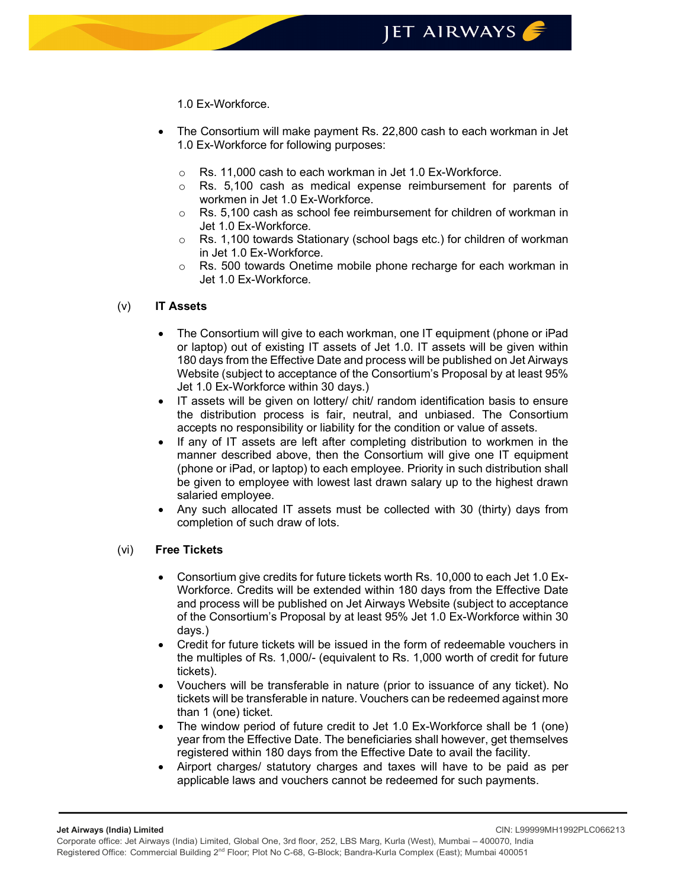1.0 Ex-Workforce.

- The Consortium will make payment Rs. 22,800 cash to each workman in Jet 1.0 Ex-Workforce for following purposes:
  - Rs. 11,000 cash to each workman in Jet 1.0 Ex-Workforce.
  - Rs. 5,100 cash as medical expense reimbursement for parents of workmen in Jet 1.0 Ex-Workforce.
  - Rs. 5,100 cash as school fee reimbursement for children of workman in Jet 1.0 Ex-Workforce.
  - Rs. 1,100 towards Stationary (school bags etc.) for children of workman in Jet 1.0 Ex-Workforce.
  - Rs. 500 towards Onetime mobile phone recharge for each workman in Jet 1.0 Ex-Workforce.

(v) **IT Assets**

- The Consortium will give to each workman, one IT equipment (phone or iPad or laptop) out of existing IT assets of Jet 1.0. IT assets will be given within 180 days from the Effective Date and process will be published on Jet Airways Website (subject to acceptance of the Consortium's Proposal by at least 95% Jet 1.0 Ex-Workforce within 30 days.)
- IT assets will be given on lottery/ chit/ random identification basis to ensure the distribution process is fair, neutral, and unbiased. The Consortium accepts no responsibility or liability for the condition or value of assets.
- If any of IT assets are left after completing distribution to workmen in the manner described above, then the Consortium will give one IT equipment (phone or iPad, or laptop) to each employee. Priority in such distribution shall be given to employee with lowest last drawn salary up to the highest drawn salaried employee.
- Any such allocated IT assets must be collected with 30 (thirty) days from completion of such draw of lots.

(vi) **Free Tickets**

- Consortium give credits for future tickets worth Rs. 10,000 to each Jet 1.0 Ex-Workforce. Credits will be extended within 180 days from the Effective Date and process will be published on Jet Airways Website (subject to acceptance of the Consortium's Proposal by at least 95% Jet 1.0 Ex-Workforce within 30 days.)
- Credit for future tickets will be issued in the form of redeemable vouchers in the multiples of Rs. 1,000/- (equivalent to Rs. 1,000 worth of credit for future tickets).
- Vouchers will be transferable in nature (prior to issuance of any ticket). No tickets will be transferable in nature. Vouchers can be redeemed against more than 1 (one) ticket.
- The window period of future credit to Jet 1.0 Ex-Workforce shall be 1 (one) year from the Effective Date. The beneficiaries shall however, get themselves registered within 180 days from the Effective Date to avail the facility.
- Airport charges/ statutory charges and taxes will have to be paid as per applicable laws and vouchers cannot be redeemed for such payments.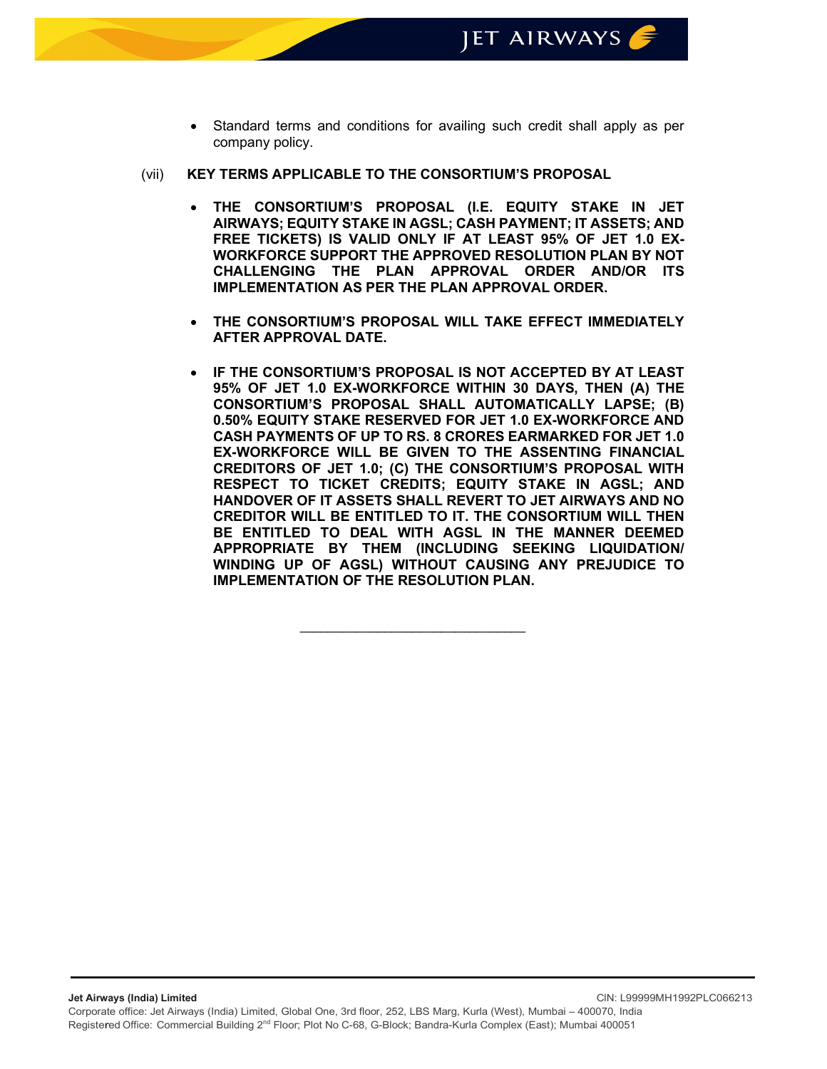- Standard terms and conditions for availing such credit shall apply as per company policy.

(vii) **KEY TERMS APPLICABLE TO THE CONSORTIUM'S PROPOSAL**

- **THE CONSORTIUM'S PROPOSAL (I.E. EQUITY STAKE IN JET AIRWAYS; EQUITY STAKE IN AGSL; CASH PAYMENT; IT ASSETS; AND FREE TICKETS) IS VALID ONLY IF AT LEAST 95% OF JET 1.0 EX-WORKFORCE SUPPORT THE APPROVED RESOLUTION PLAN BY NOT CHALLENGING THE PLAN APPROVAL ORDER AND/OR ITS IMPLEMENTATION AS PER THE PLAN APPROVAL ORDER.**

- **THE CONSORTIUM'S PROPOSAL WILL TAKE EFFECT IMMEDIATELY AFTER APPROVAL DATE.**

- **IF THE CONSORTIUM'S PROPOSAL IS NOT ACCEPTED BY AT LEAST 95% OF JET 1.0 EX-WORKFORCE WITHIN 30 DAYS, THEN (A) THE CONSORTIUM'S PROPOSAL SHALL AUTOMATICALLY LAPSE; (B) 0.50% EQUITY STAKE RESERVED FOR JET 1.0 EX-WORKFORCE AND CASH PAYMENTS OF UP TO RS. 8 CRORES EARMARKED FOR JET 1.0 EX-WORKFORCE WILL BE GIVEN TO THE ASSENTING FINANCIAL CREDITORS OF JET 1.0; (C) THE CONSORTIUM'S PROPOSAL WITH RESPECT TO TICKET CREDITS; EQUITY STAKE IN AGSL; AND HANDOVER OF IT ASSETS SHALL REVERT TO JET AIRWAYS AND NO CREDITOR WILL BE ENTITLED TO IT. THE CONSORTIUM WILL THEN BE ENTITLED TO DEAL WITH AGSL IN THE MANNER DEEMED APPROPRIATE BY THEM (INCLUDING SEEKING LIQUIDATION/ WINDING UP OF AGSL) WITHOUT CAUSING ANY PREJUDICE TO IMPLEMENTATION OF THE RESOLUTION PLAN.**

______________________________